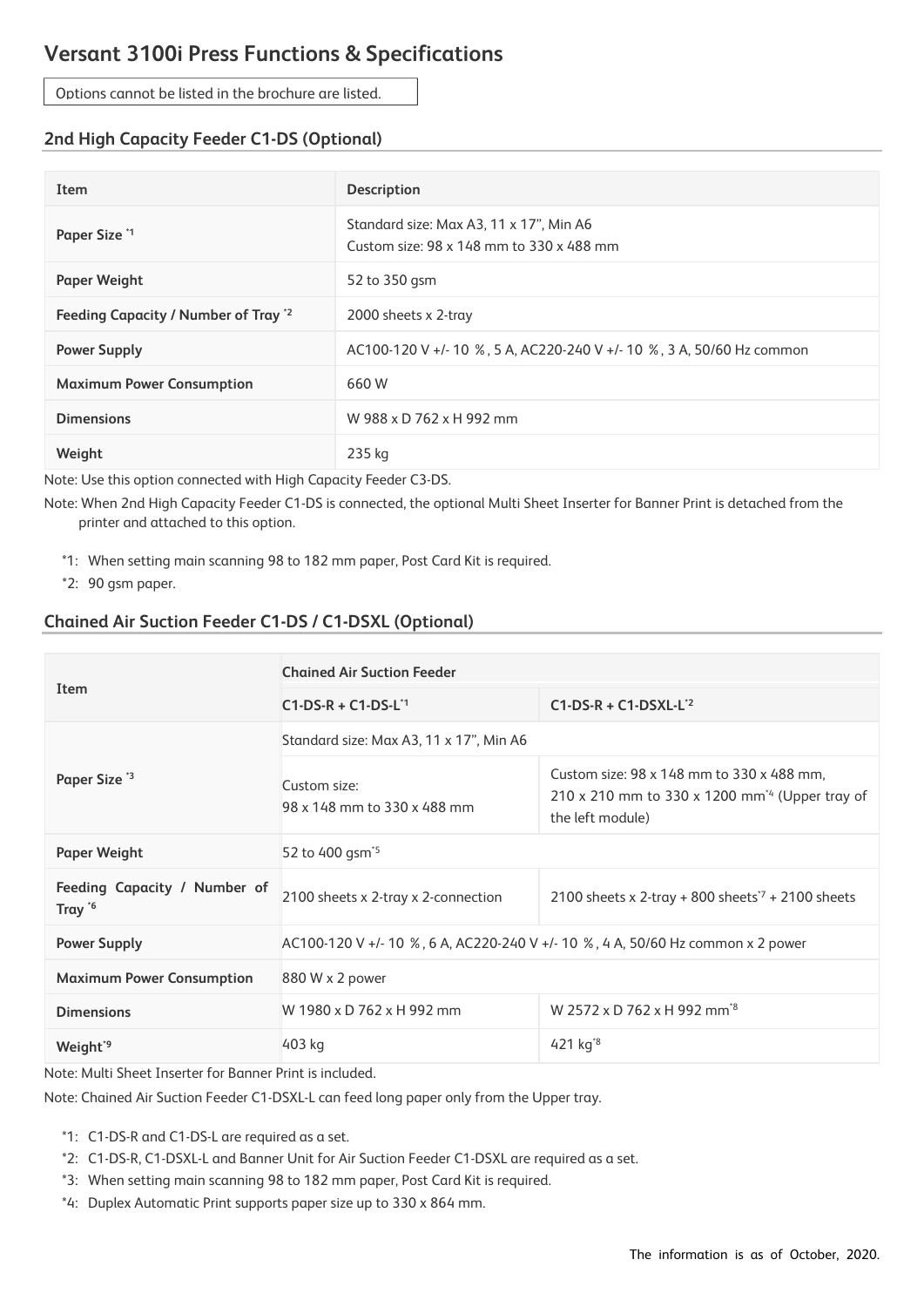# Versant 3100i Press Functions & Specifications

Options cannot be listed in the brochure are listed.

## 2nd High Capacity Feeder C1-DS (Optional)

| Item | Description |
| --- | --- |
| Paper Size [*1] | Standard size: Max A3, 11 x 17", Min A6<br>Custom size: 98 x 148 mm to 330 x 488 mm |
| Paper Weight | 52 to 350 gsm |
| Feeding Capacity / Number of Tray [*2] | 2000 sheets x 2-tray |
| Power Supply | AC100-120 V +/- 10 %, 5 A, AC220-240 V +/- 10 %, 3 A, 50/60 Hz common |
| Maximum Power Consumption | 660 W |
| Dimensions | W 988 x D 762 x H 992 mm |
| Weight | 235 kg |

Note: Use this option connected with High Capacity Feeder C3-DS.

Note: When 2nd High Capacity Feeder C1-DS is connected, the optional Multi Sheet Inserter for Banner Print is detached from the printer and attached to this option.

*1: When setting main scanning 98 to 182 mm paper, Post Card Kit is required.

*2: 90 gsm paper.

## Chained Air Suction Feeder C1-DS / C1-DSXL (Optional)

| Item | Chained Air Suction Feeder | |
| --- | --- | --- |
| | C1-DS-R + C1-DS-L[*1] | C1-DS-R + C1-DSXL-L[*2] |
| Paper Size [*3] | Standard size: Max A3, 11 x 17", Min A6 | |
| | Custom size:<br>98 x 148 mm to 330 x 488 mm | Custom size: 98 x 148 mm to 330 x 488 mm,<br>210 x 210 mm to 330 x 1200 mm[*4] (Upper tray of the left module) |
| Paper Weight | 52 to 400 gsm[*5] | |
| Feeding Capacity / Number of Tray [*6] | 2100 sheets x 2-tray x 2-connection | 2100 sheets x 2-tray + 800 sheets[*7] + 2100 sheets |
| Power Supply | AC100-120 V +/- 10 %, 6 A, AC220-240 V +/- 10 %, 4 A, 50/60 Hz common x 2 power | |
| Maximum Power Consumption | 880 W x 2 power | |
| Dimensions | W 1980 x D 762 x H 992 mm | W 2572 x D 762 x H 992 mm[*8] |
| Weight[*9] | 403 kg | 421 kg[*8] |

Note: Multi Sheet Inserter for Banner Print is included.

Note: Chained Air Suction Feeder C1-DSXL-L can feed long paper only from the Upper tray.

*1: C1-DS-R and C1-DS-L are required as a set.

*2: C1-DS-R, C1-DSXL-L and Banner Unit for Air Suction Feeder C1-DSXL are required as a set.

*3: When setting main scanning 98 to 182 mm paper, Post Card Kit is required.

*4: Duplex Automatic Print supports paper size up to 330 x 864 mm.

The information is as of October, 2020.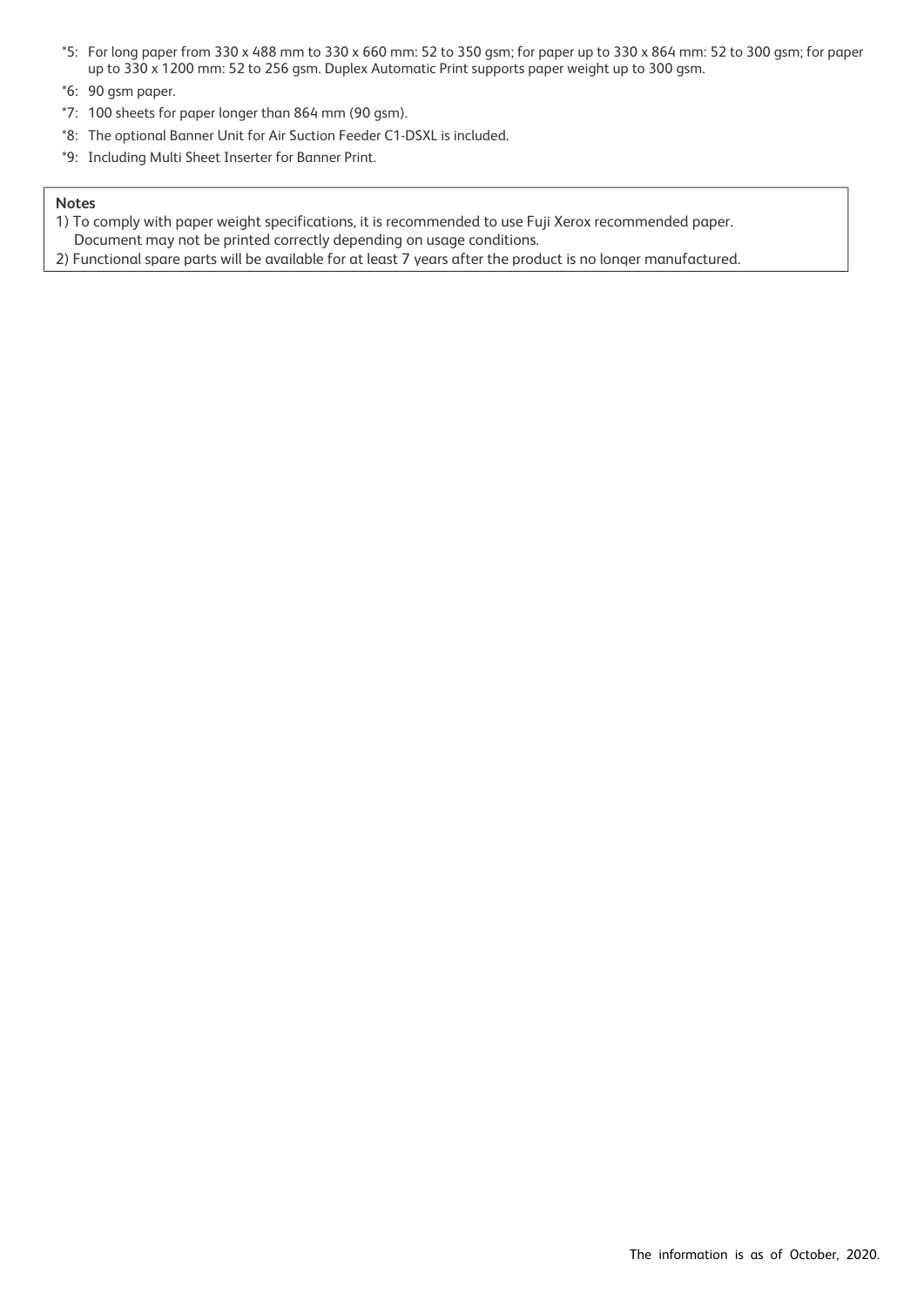*5: For long paper from 330 x 488 mm to 330 x 660 mm: 52 to 350 gsm; for paper up to 330 x 864 mm: 52 to 300 gsm; for paper up to 330 x 1200 mm: 52 to 256 gsm. Duplex Automatic Print supports paper weight up to 300 gsm.

*6: 90 gsm paper.

*7: 100 sheets for paper longer than 864 mm (90 gsm).

*8: The optional Banner Unit for Air Suction Feeder C1-DSXL is included.

*9: Including Multi Sheet Inserter for Banner Print.

**Notes**

1) To comply with paper weight specifications, it is recommended to use Fuji Xerox recommended paper.
   Document may not be printed correctly depending on usage conditions.
2) Functional spare parts will be available for at least 7 years after the product is no longer manufactured.

The information is as of October, 2020.